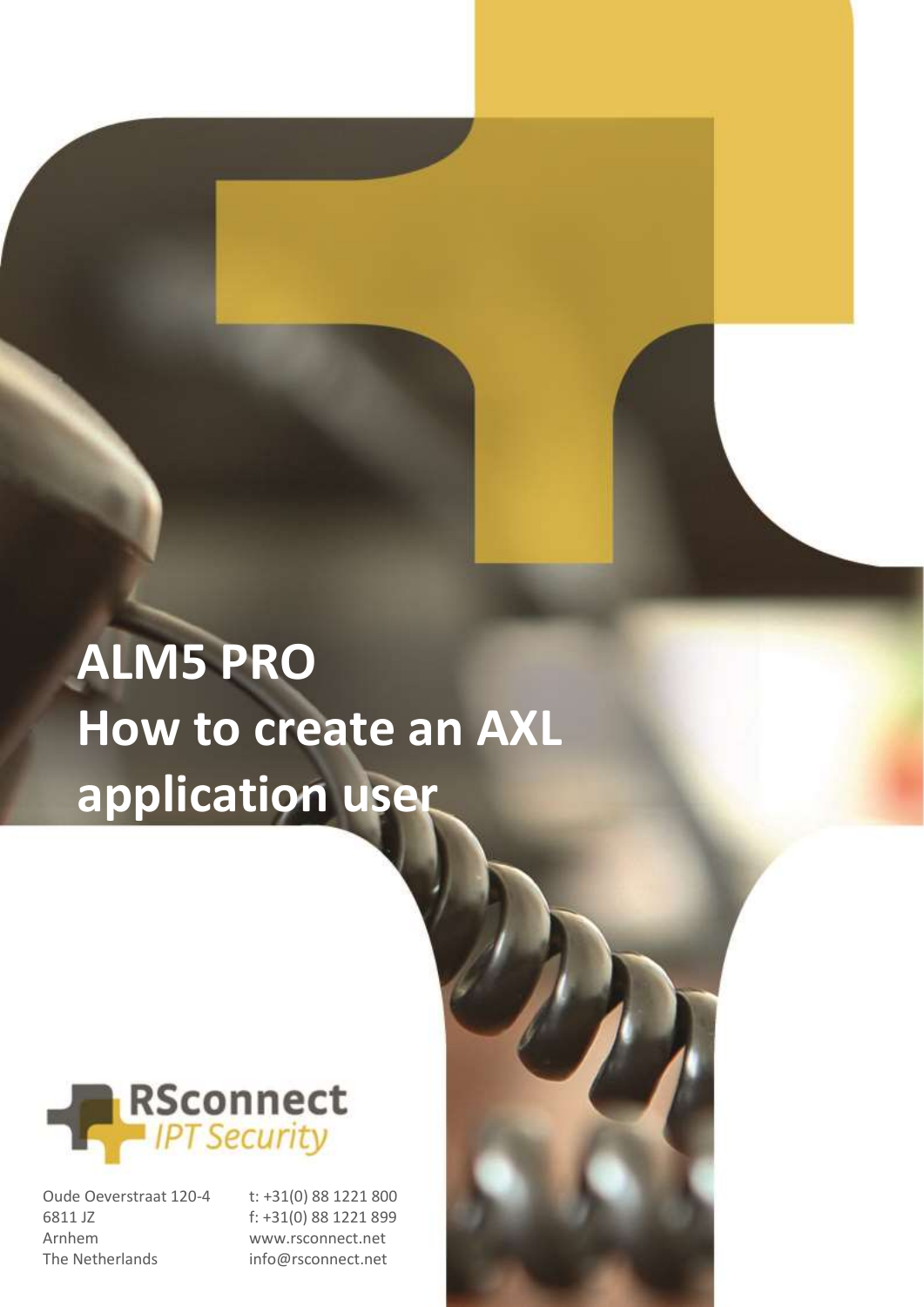# ALM5 PRO
# How to create an AXL application user

RSconnect
*IPT Security*

Oude Oeverstraat 120-4
6811 JZ
Arnhem
The Netherlands

t: +31(0) 88 1221 800
f: +31(0) 88 1221 899
www.rsconnect.net
info@rsconnect.net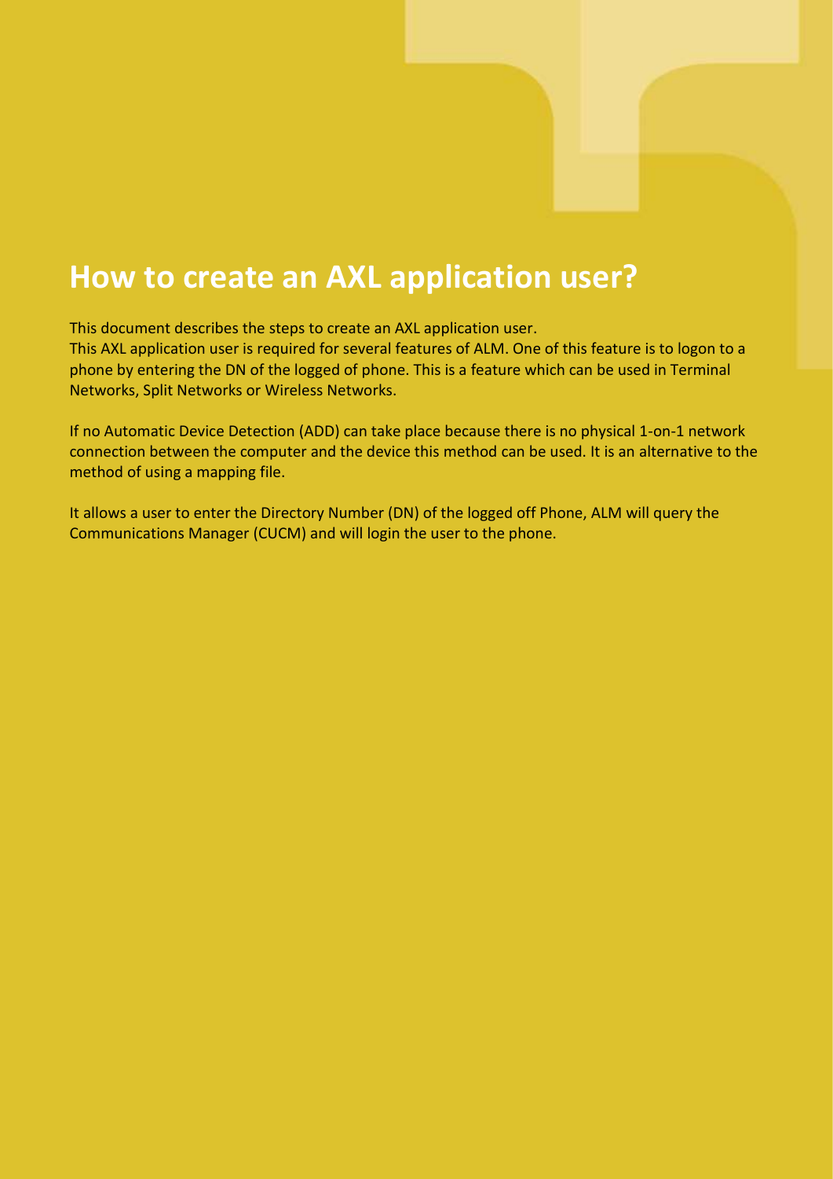# How to create an AXL application user?

This document describes the steps to create an AXL application user.
This AXL application user is required for several features of ALM. One of this feature is to logon to a phone by entering the DN of the logged of phone. This is a feature which can be used in Terminal Networks, Split Networks or Wireless Networks.

If no Automatic Device Detection (ADD) can take place because there is no physical 1-on-1 network connection between the computer and the device this method can be used. It is an alternative to the method of using a mapping file.

It allows a user to enter the Directory Number (DN) of the logged off Phone, ALM will query the Communications Manager (CUCM) and will login the user to the phone.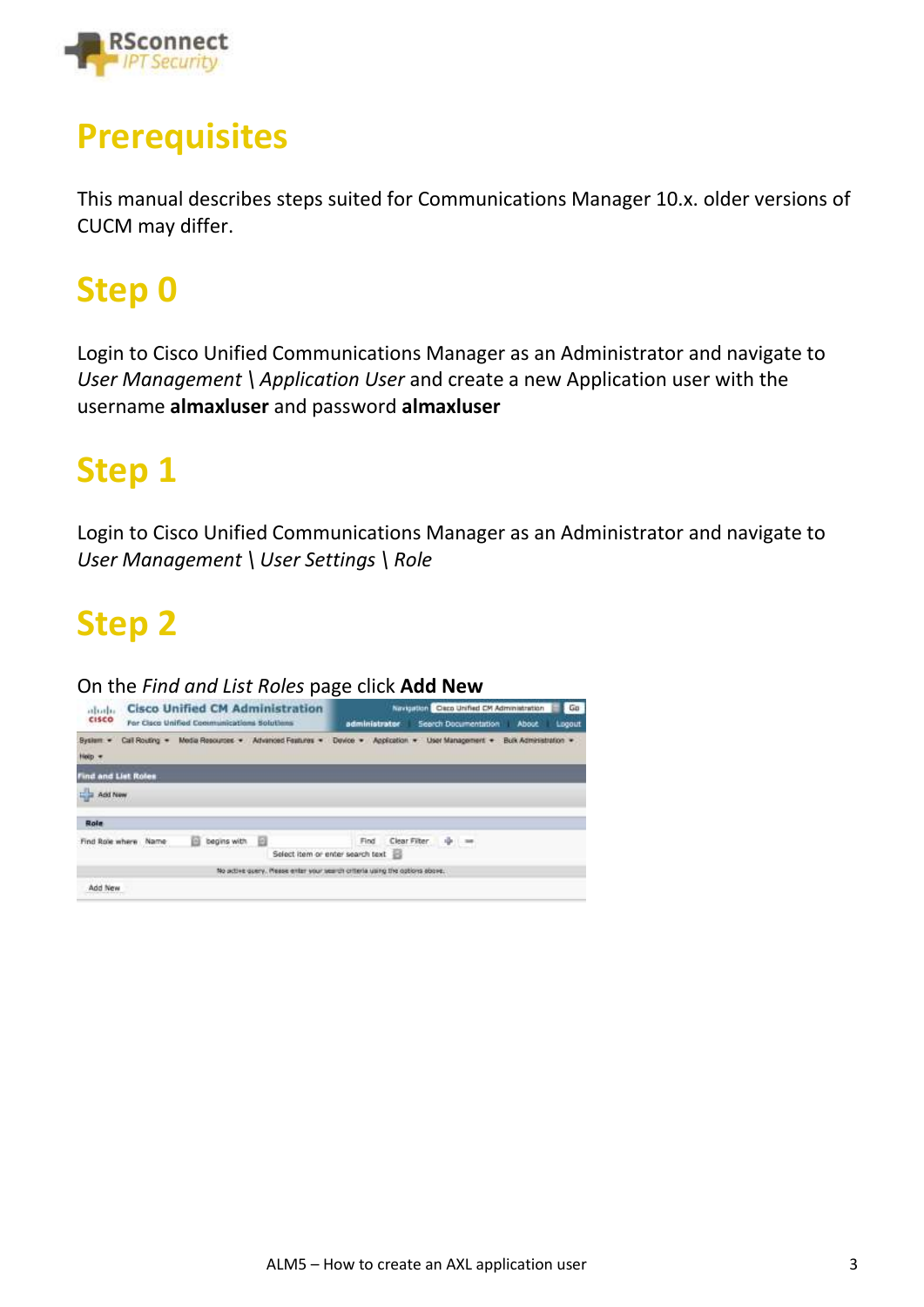# Prerequisites

This manual describes steps suited for Communications Manager 10.x. older versions of CUCM may differ.

# Step 0

Login to Cisco Unified Communications Manager as an Administrator and navigate to *User Management \ Application User* and create a new Application user with the username **almaxluser** and password **almaxluser**

# Step 1

Login to Cisco Unified Communications Manager as an Administrator and navigate to *User Management \ User Settings \ Role*

# Step 2

On the *Find and List Roles* page click **Add New**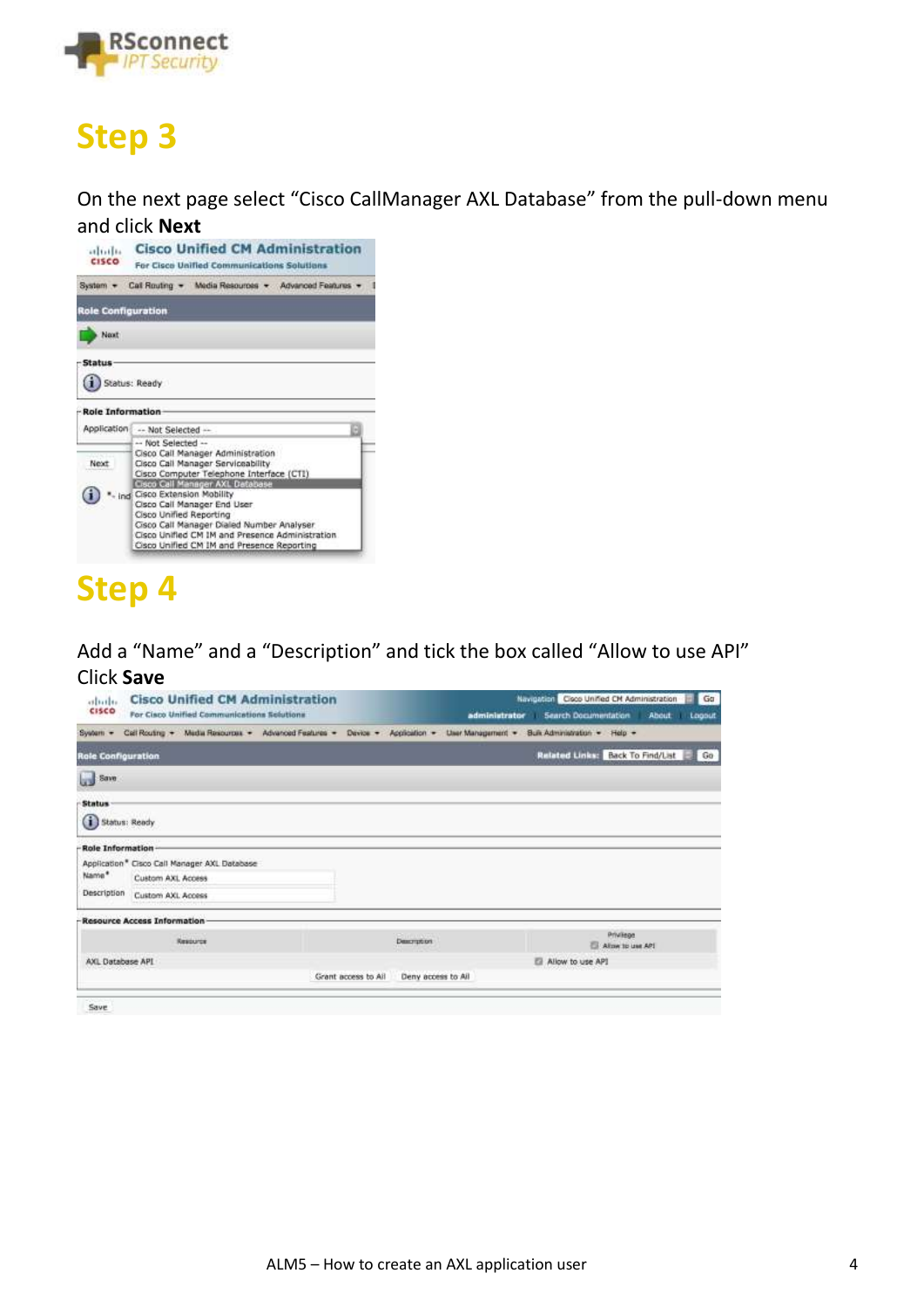# Step 3

On the next page select “Cisco CallManager AXL Database” from the pull-down menu and click **Next**

# Step 4

Add a “Name” and a “Description” and tick the box called “Allow to use API”
Click **Save**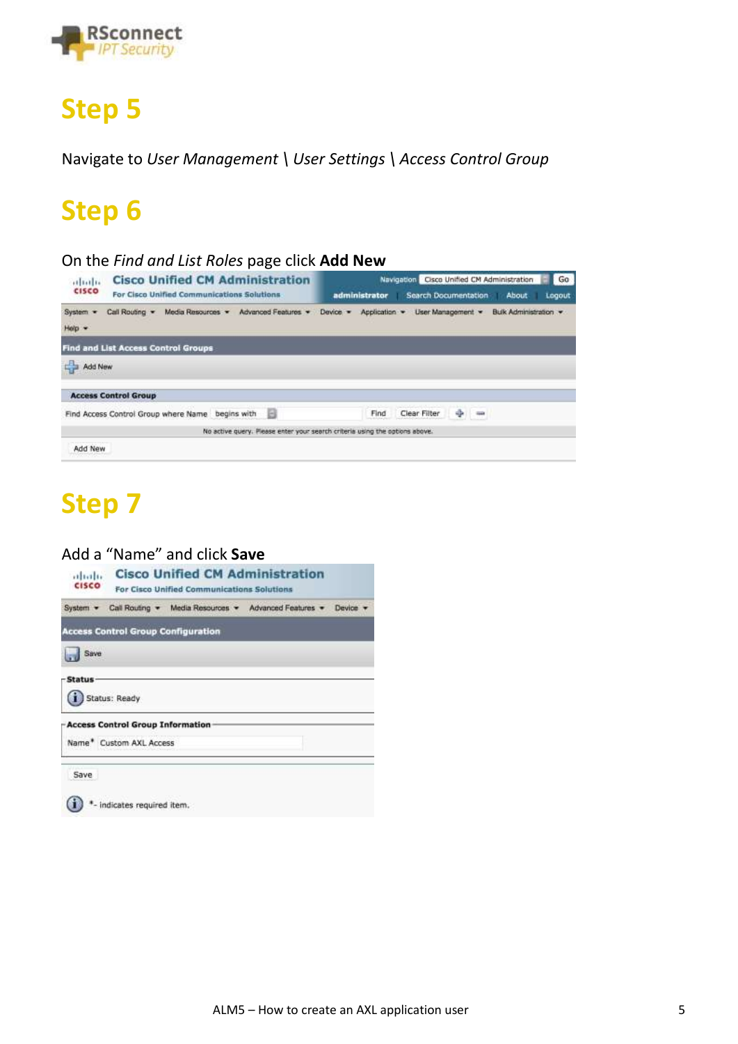# Step 5

Navigate to *User Management \ User Settings \ Access Control Group*

# Step 6

On the *Find and List Roles* page click **Add New**

# Step 7

Add a "Name" and click **Save**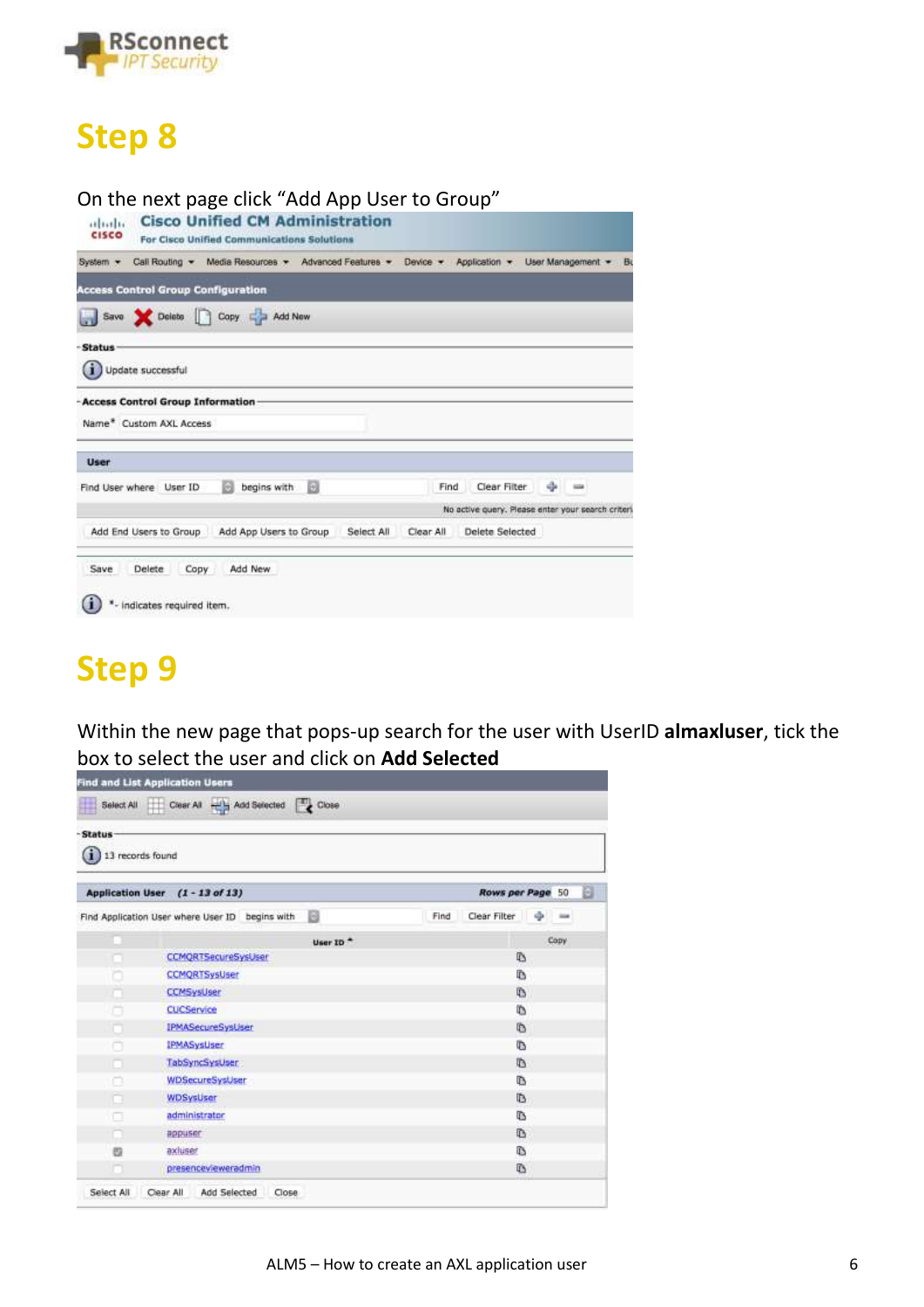# Step 8

On the next page click "Add App User to Group"

Cisco Unified CM Administration
For Cisco Unified Communications Solutions

System ▾ Call Routing ▾ Media Resources ▾ Advanced Features ▾ Device ▾ Application ▾ User Management ▾

Access Control Group Configuration

Save Delete Copy Add New

Status

Update successful

Access Control Group Information

Name* Custom AXL Access

User

Find User where User ID begins with Find Clear Filter

No active query. Please enter your search criteri

Add End Users to Group | Add App Users to Group | Select All | Clear All | Delete Selected

Save Delete Copy Add New

*- indicates required item.

# Step 9

Within the new page that pops-up search for the user with UserID **almaxluser**, tick the box to select the user and click on **Add Selected**

Find and List Application Users

Select All Clear All Add Selected Close

Status

13 records found

Application User (1 - 13 of 13) Rows per Page 50

Find Application User where User ID begins with Find Clear Filter

| | User ID ^ | Copy |
|---|---|---|
| ☐ | CCMQRTSecureSysUser | |
| ☐ | CCMQRTSysUser | |
| ☐ | CCMSysUser | |
| ☐ | CUCService | |
| ☐ | IPMASecureSysUser | |
| ☐ | IPMASysUser | |
| ☐ | TabSyncSysUser | |
| ☐ | WDSecureSysUser | |
| ☐ | WDSysUser | |
| ☐ | administrator | |
| ☐ | appuser | |
| ☑ | axluser | |
| ☐ | presenceviewer admin | |

Select All Clear All Add Selected Close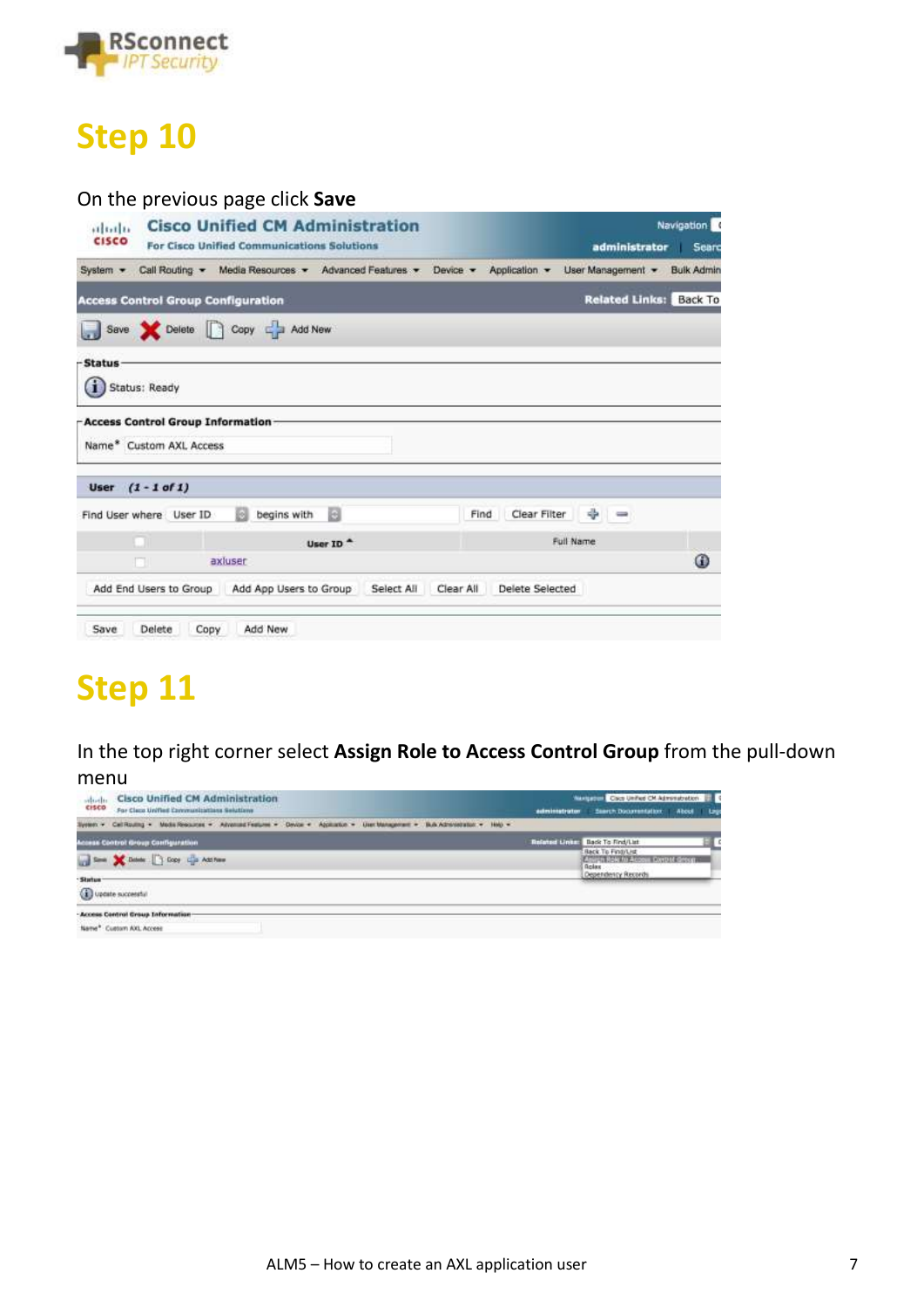# Step 10

On the previous page click **Save**

# Step 11

In the top right corner select **Assign Role to Access Control Group** from the pull-down menu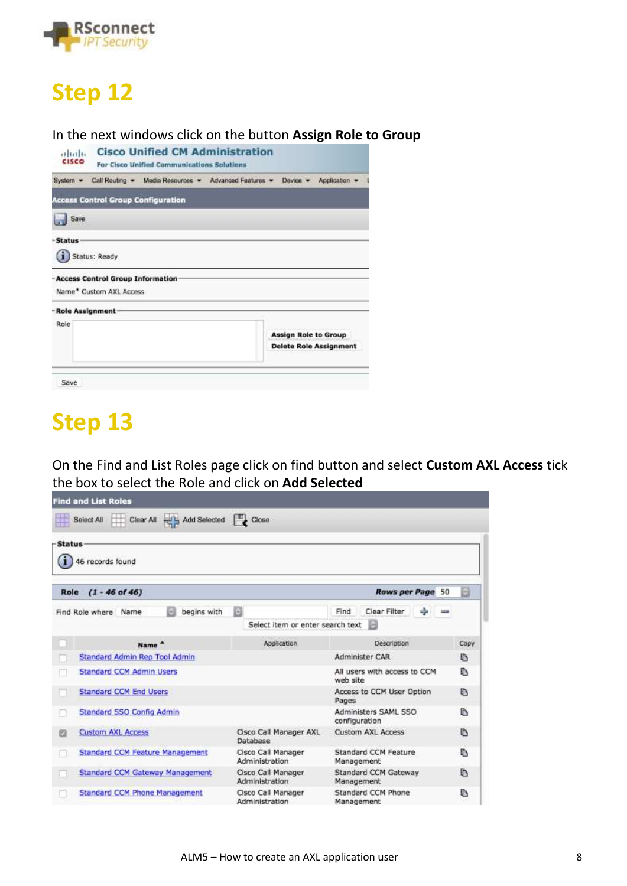# Step 12

In the next windows click on the button **Assign Role to Group**

# Step 13

On the Find and List Roles page click on find button and select **Custom AXL Access** tick the box to select the Role and click on **Add Selected**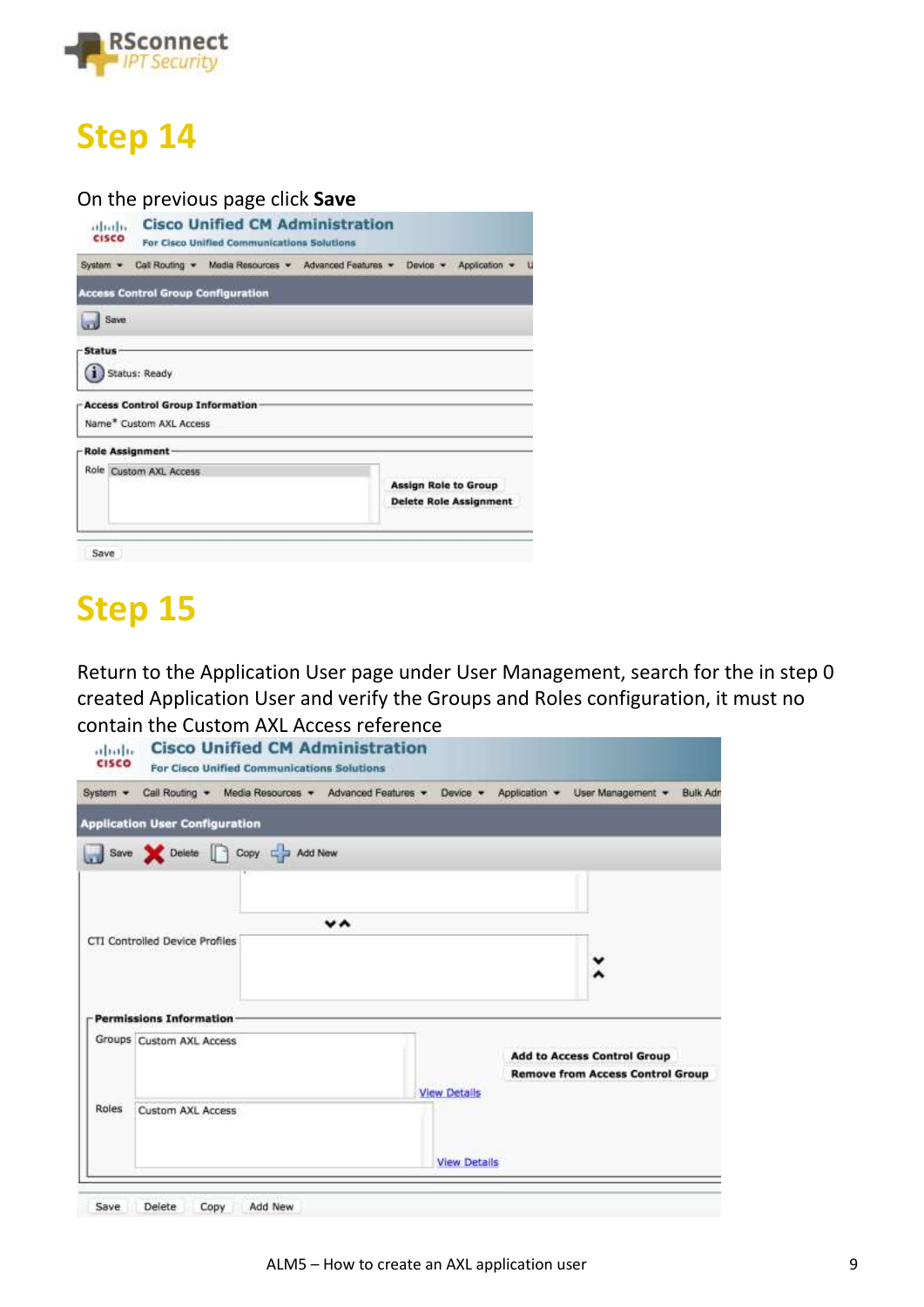# Step 14

On the previous page click **Save**

# Step 15

Return to the Application User page under User Management, search for the in step 0 created Application User and verify the Groups and Roles configuration, it must no contain the Custom AXL Access reference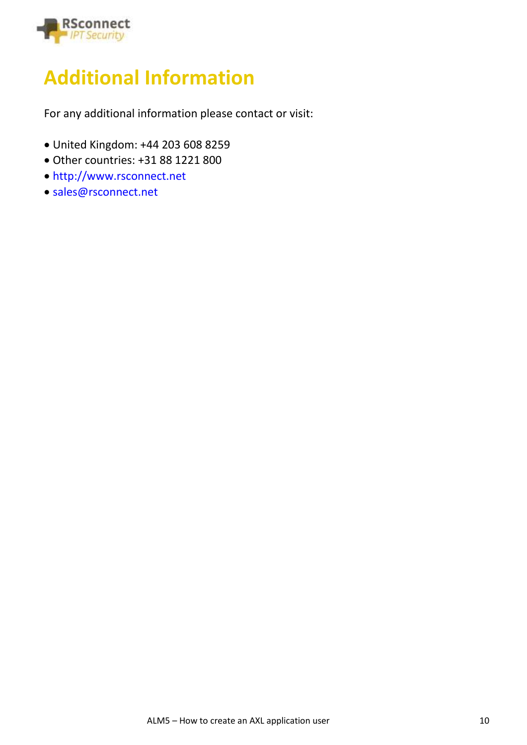# Additional Information

For any additional information please contact or visit:

- United Kingdom: +44 203 608 8259
- Other countries: +31 88 1221 800
- http://www.rsconnect.net
- sales@rsconnect.net